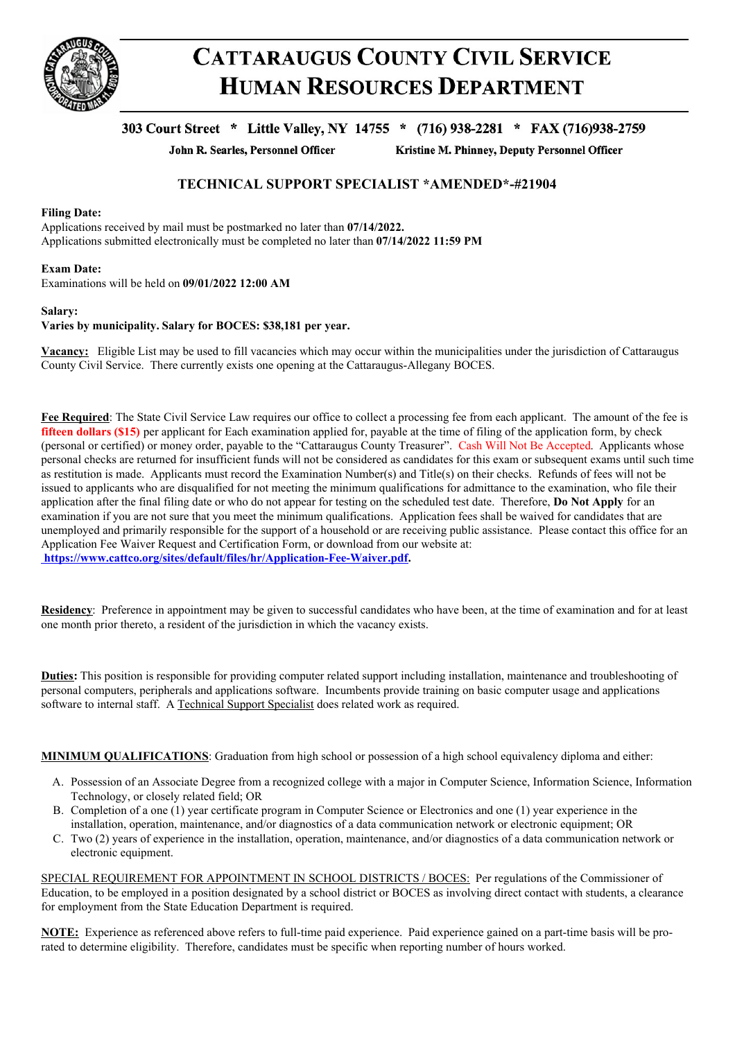# CATTARAUGUS COUNTY CIVIL SERVICE HUMAN RESOURCES DEPARTMENT

**303 Court Street * Little Valley, NY 14755 * (716) 938-2281 * FAX (716)938-2759**

**John R. Searles, Personnel Officer** **Kristine M. Phinney, Deputy Personnel Officer**

## TECHNICAL SUPPORT SPECIALIST *AMENDED*-#21904

**Filing Date:**
Applications received by mail must be postmarked no later than **07/14/2022.**
Applications submitted electronically must be completed no later than **07/14/2022 11:59 PM**

**Exam Date:**
Examinations will be held on **09/01/2022 12:00 AM**

**Salary:**
**Varies by municipality. Salary for BOCES: $38,181 per year.**

**Vacancy:** Eligible List may be used to fill vacancies which may occur within the municipalities under the jurisdiction of Cattaraugus County Civil Service. There currently exists one opening at the Cattaraugus-Allegany BOCES.

**Fee Required**: The State Civil Service Law requires our office to collect a processing fee from each applicant. The amount of the fee is **fifteen dollars ($15)** per applicant for Each examination applied for, payable at the time of filing of the application form, by check (personal or certified) or money order, payable to the "Cattaraugus County Treasurer". Cash Will Not Be Accepted. Applicants whose personal checks are returned for insufficient funds will not be considered as candidates for this exam or subsequent exams until such time as restitution is made. Applicants must record the Examination Number(s) and Title(s) on their checks. Refunds of fees will not be issued to applicants who are disqualified for not meeting the minimum qualifications for admittance to the examination, who file their application after the final filing date or who do not appear for testing on the scheduled test date. Therefore, **Do Not Apply** for an examination if you are not sure that you meet the minimum qualifications. Application fees shall be waived for candidates that are unemployed and primarily responsible for the support of a household or are receiving public assistance. Please contact this office for an Application Fee Waiver Request and Certification Form, or download from our website at: **https://www.cattco.org/sites/default/files/hr/Application-Fee-Waiver.pdf.**

**Residency**: Preference in appointment may be given to successful candidates who have been, at the time of examination and for at least one month prior thereto, a resident of the jurisdiction in which the vacancy exists.

**Duties:** This position is responsible for providing computer related support including installation, maintenance and troubleshooting of personal computers, peripherals and applications software. Incumbents provide training on basic computer usage and applications software to internal staff. A Technical Support Specialist does related work as required.

**MINIMUM QUALIFICATIONS**: Graduation from high school or possession of a high school equivalency diploma and either:

A. Possession of an Associate Degree from a recognized college with a major in Computer Science, Information Science, Information Technology, or closely related field; OR
B. Completion of a one (1) year certificate program in Computer Science or Electronics and one (1) year experience in the installation, operation, maintenance, and/or diagnostics of a data communication network or electronic equipment; OR
C. Two (2) years of experience in the installation, operation, maintenance, and/or diagnostics of a data communication network or electronic equipment.

SPECIAL REQUIREMENT FOR APPOINTMENT IN SCHOOL DISTRICTS / BOCES: Per regulations of the Commissioner of Education, to be employed in a position designated by a school district or BOCES as involving direct contact with students, a clearance for employment from the State Education Department is required.

**NOTE:** Experience as referenced above refers to full-time paid experience. Paid experience gained on a part-time basis will be pro-rated to determine eligibility. Therefore, candidates must be specific when reporting number of hours worked.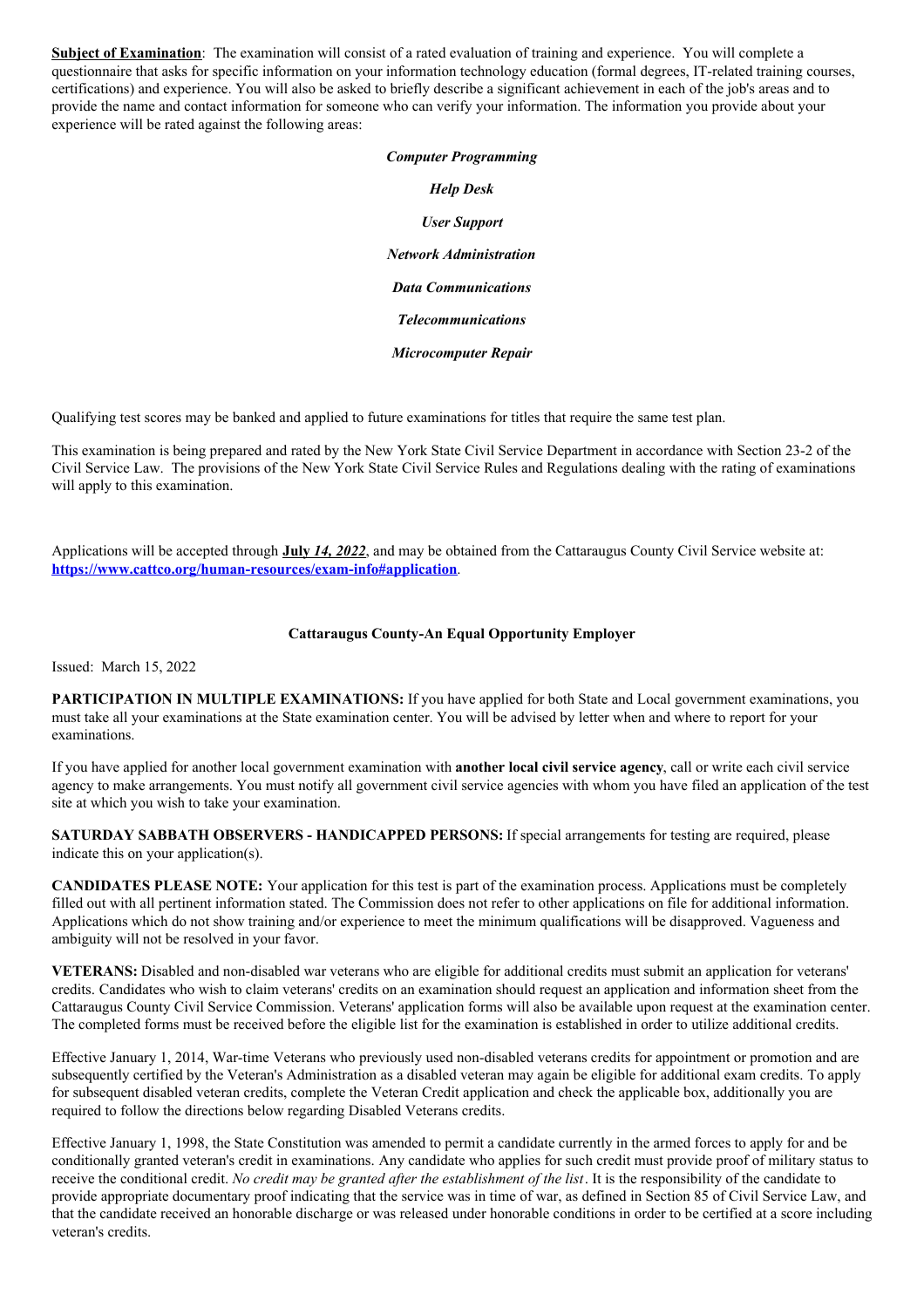**Subject of Examination**: The examination will consist of a rated evaluation of training and experience. You will complete a questionnaire that asks for specific information on your information technology education (formal degrees, IT-related training courses, certifications) and experience. You will also be asked to briefly describe a significant achievement in each of the job's areas and to provide the name and contact information for someone who can verify your information. The information you provide about your experience will be rated against the following areas:

***Computer Programming***

***Help Desk***

***User Support***

***Network Administration***

***Data Communications***

***Telecommunications***

***Microcomputer Repair***

Qualifying test scores may be banked and applied to future examinations for titles that require the same test plan.

This examination is being prepared and rated by the New York State Civil Service Department in accordance with Section 23-2 of the Civil Service Law. The provisions of the New York State Civil Service Rules and Regulations dealing with the rating of examinations will apply to this examination.

Applications will be accepted through **July *14, 2022***, and may be obtained from the Cattaraugus County Civil Service website at: **https://www.cattco.org/human-resources/exam-info#application**.

**Cattaraugus County-An Equal Opportunity Employer**

Issued: March 15, 2022

**PARTICIPATION IN MULTIPLE EXAMINATIONS:** If you have applied for both State and Local government examinations, you must take all your examinations at the State examination center. You will be advised by letter when and where to report for your examinations.

If you have applied for another local government examination with **another local civil service agency**, call or write each civil service agency to make arrangements. You must notify all government civil service agencies with whom you have filed an application of the test site at which you wish to take your examination.

**SATURDAY SABBATH OBSERVERS - HANDICAPPED PERSONS:** If special arrangements for testing are required, please indicate this on your application(s).

**CANDIDATES PLEASE NOTE:** Your application for this test is part of the examination process. Applications must be completely filled out with all pertinent information stated. The Commission does not refer to other applications on file for additional information. Applications which do not show training and/or experience to meet the minimum qualifications will be disapproved. Vagueness and ambiguity will not be resolved in your favor.

**VETERANS:** Disabled and non-disabled war veterans who are eligible for additional credits must submit an application for veterans' credits. Candidates who wish to claim veterans' credits on an examination should request an application and information sheet from the Cattaraugus County Civil Service Commission. Veterans' application forms will also be available upon request at the examination center. The completed forms must be received before the eligible list for the examination is established in order to utilize additional credits.

Effective January 1, 2014, War-time Veterans who previously used non-disabled veterans credits for appointment or promotion and are subsequently certified by the Veteran's Administration as a disabled veteran may again be eligible for additional exam credits. To apply for subsequent disabled veteran credits, complete the Veteran Credit application and check the applicable box, additionally you are required to follow the directions below regarding Disabled Veterans credits.

Effective January 1, 1998, the State Constitution was amended to permit a candidate currently in the armed forces to apply for and be conditionally granted veteran's credit in examinations. Any candidate who applies for such credit must provide proof of military status to receive the conditional credit. *No credit may be granted after the establishment of the list*. It is the responsibility of the candidate to provide appropriate documentary proof indicating that the service was in time of war, as defined in Section 85 of Civil Service Law, and that the candidate received an honorable discharge or was released under honorable conditions in order to be certified at a score including veteran's credits.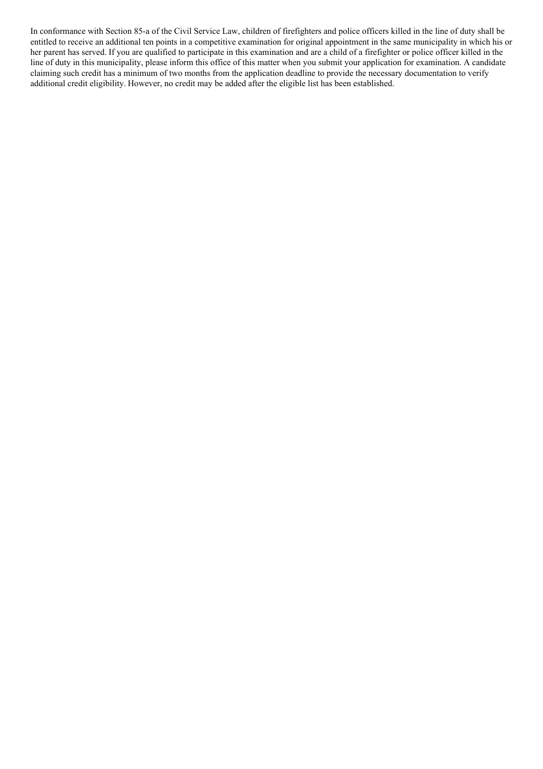In conformance with Section 85-a of the Civil Service Law, children of firefighters and police officers killed in the line of duty shall be entitled to receive an additional ten points in a competitive examination for original appointment in the same municipality in which his or her parent has served. If you are qualified to participate in this examination and are a child of a firefighter or police officer killed in the line of duty in this municipality, please inform this office of this matter when you submit your application for examination. A candidate claiming such credit has a minimum of two months from the application deadline to provide the necessary documentation to verify additional credit eligibility. However, no credit may be added after the eligible list has been established.